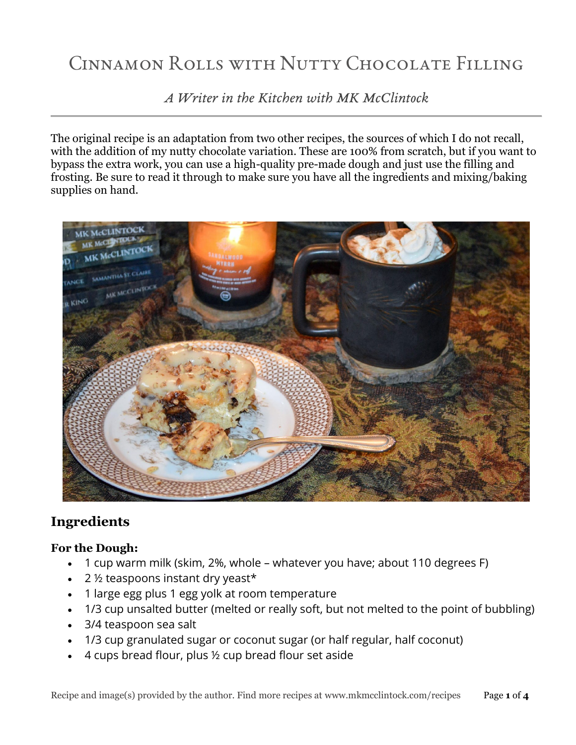# Cinnamon Rolls with Nutty Chocolate Filling

*A Writer in the Kitchen with MK McClintock*

The original recipe is an adaptation from two other recipes, the sources of which I do not recall, with the addition of my nutty chocolate variation. These are 100% from scratch, but if you want to bypass the extra work, you can use a high-quality pre-made dough and just use the filling and frosting. Be sure to read it through to make sure you have all the ingredients and mixing/baking supplies on hand.

## Ingredients

### For the Dough:

- 1 cup warm milk (skim, 2%, whole – whatever you have; about 110 degrees F)
- 2 ½ teaspoons instant dry yeast*
- 1 large egg plus 1 egg yolk at room temperature
- 1/3 cup unsalted butter (melted or really soft, but not melted to the point of bubbling)
- 3/4 teaspoon sea salt
- 1/3 cup granulated sugar or coconut sugar (or half regular, half coconut)
- 4 cups bread flour, plus ½ cup bread flour set aside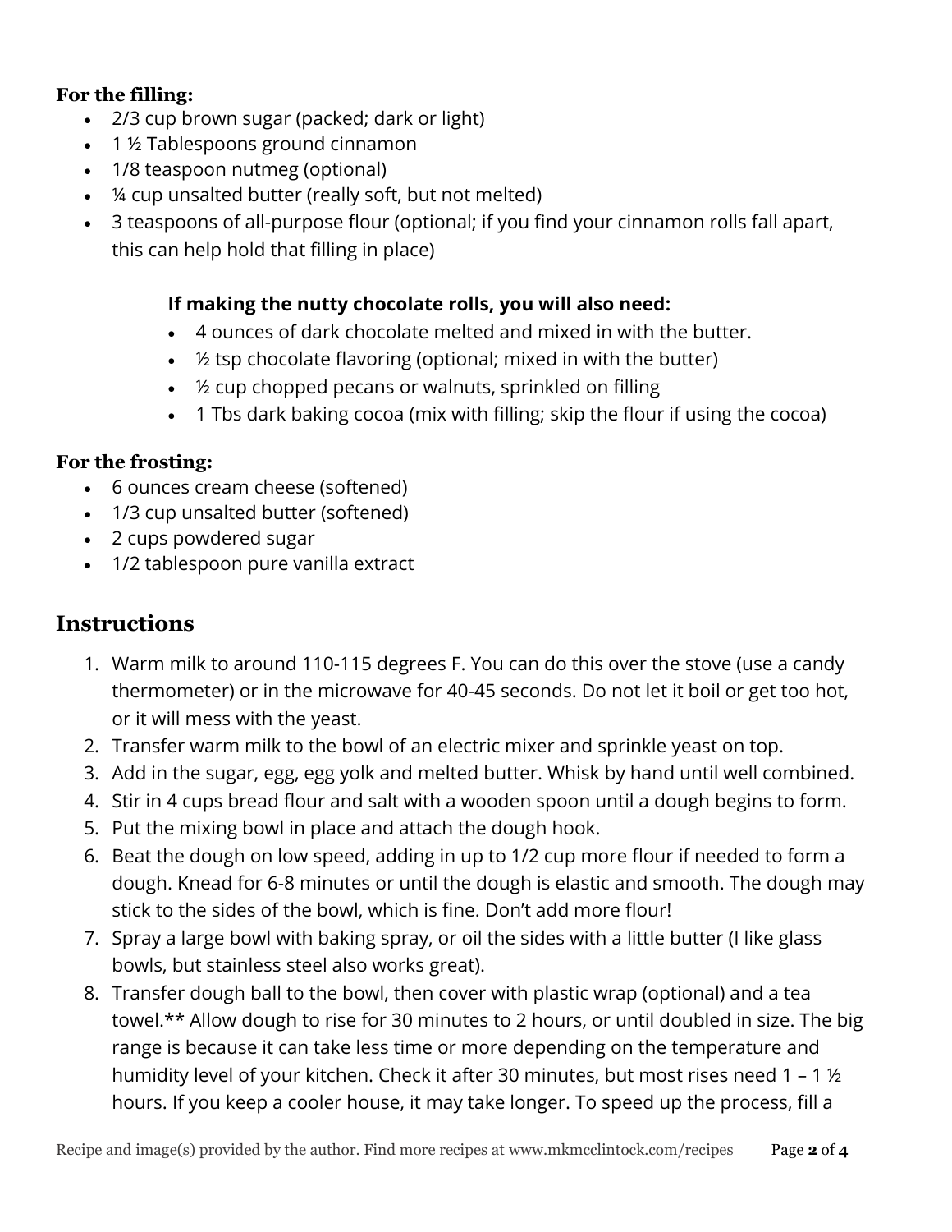**For the filling:**

- 2/3 cup brown sugar (packed; dark or light)
- 1 ½ Tablespoons ground cinnamon
- 1/8 teaspoon nutmeg (optional)
- ¼ cup unsalted butter (really soft, but not melted)
- 3 teaspoons of all-purpose flour (optional; if you find your cinnamon rolls fall apart, this can help hold that filling in place)

**If making the nutty chocolate rolls, you will also need:**

- 4 ounces of dark chocolate melted and mixed in with the butter.
- ½ tsp chocolate flavoring (optional; mixed in with the butter)
- ½ cup chopped pecans or walnuts, sprinkled on filling
- 1 Tbs dark baking cocoa (mix with filling; skip the flour if using the cocoa)

**For the frosting:**

- 6 ounces cream cheese (softened)
- 1/3 cup unsalted butter (softened)
- 2 cups powdered sugar
- 1/2 tablespoon pure vanilla extract

## Instructions

1. Warm milk to around 110-115 degrees F. You can do this over the stove (use a candy thermometer) or in the microwave for 40-45 seconds. Do not let it boil or get too hot, or it will mess with the yeast.
2. Transfer warm milk to the bowl of an electric mixer and sprinkle yeast on top.
3. Add in the sugar, egg, egg yolk and melted butter. Whisk by hand until well combined.
4. Stir in 4 cups bread flour and salt with a wooden spoon until a dough begins to form.
5. Put the mixing bowl in place and attach the dough hook.
6. Beat the dough on low speed, adding in up to 1/2 cup more flour if needed to form a dough. Knead for 6-8 minutes or until the dough is elastic and smooth. The dough may stick to the sides of the bowl, which is fine. Don't add more flour!
7. Spray a large bowl with baking spray, or oil the sides with a little butter (I like glass bowls, but stainless steel also works great).
8. Transfer dough ball to the bowl, then cover with plastic wrap (optional) and a tea towel.** Allow dough to rise for 30 minutes to 2 hours, or until doubled in size. The big range is because it can take less time or more depending on the temperature and humidity level of your kitchen. Check it after 30 minutes, but most rises need 1 – 1 ½ hours. If you keep a cooler house, it may take longer. To speed up the process, fill a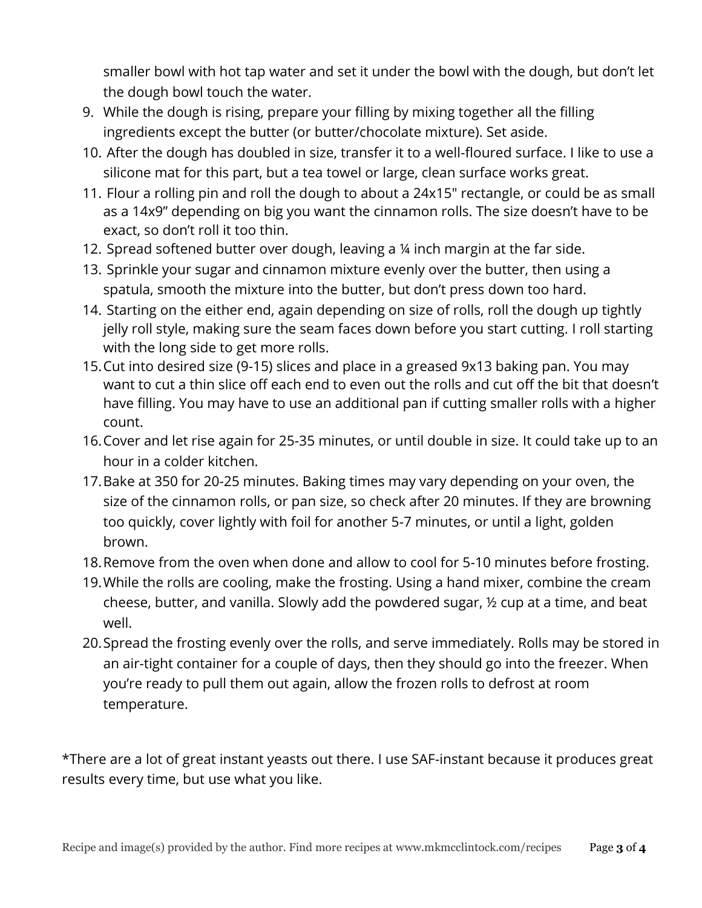smaller bowl with hot tap water and set it under the bowl with the dough, but don't let the dough bowl touch the water.

9. While the dough is rising, prepare your filling by mixing together all the filling ingredients except the butter (or butter/chocolate mixture). Set aside.
10. After the dough has doubled in size, transfer it to a well-floured surface. I like to use a silicone mat for this part, but a tea towel or large, clean surface works great.
11. Flour a rolling pin and roll the dough to about a 24x15" rectangle, or could be as small as a 14x9" depending on big you want the cinnamon rolls. The size doesn't have to be exact, so don't roll it too thin.
12. Spread softened butter over dough, leaving a ¼ inch margin at the far side.
13. Sprinkle your sugar and cinnamon mixture evenly over the butter, then using a spatula, smooth the mixture into the butter, but don't press down too hard.
14. Starting on the either end, again depending on size of rolls, roll the dough up tightly jelly roll style, making sure the seam faces down before you start cutting. I roll starting with the long side to get more rolls.
15. Cut into desired size (9-15) slices and place in a greased 9x13 baking pan. You may want to cut a thin slice off each end to even out the rolls and cut off the bit that doesn't have filling. You may have to use an additional pan if cutting smaller rolls with a higher count.
16. Cover and let rise again for 25-35 minutes, or until double in size. It could take up to an hour in a colder kitchen.
17. Bake at 350 for 20-25 minutes. Baking times may vary depending on your oven, the size of the cinnamon rolls, or pan size, so check after 20 minutes. If they are browning too quickly, cover lightly with foil for another 5-7 minutes, or until a light, golden brown.
18. Remove from the oven when done and allow to cool for 5-10 minutes before frosting.
19. While the rolls are cooling, make the frosting. Using a hand mixer, combine the cream cheese, butter, and vanilla. Slowly add the powdered sugar, ½ cup at a time, and beat well.
20. Spread the frosting evenly over the rolls, and serve immediately. Rolls may be stored in an air-tight container for a couple of days, then they should go into the freezer. When you're ready to pull them out again, allow the frozen rolls to defrost at room temperature.

*There are a lot of great instant yeasts out there. I use SAF-instant because it produces great results every time, but use what you like.

Recipe and image(s) provided by the author. Find more recipes at www.mkmcclintock.com/recipes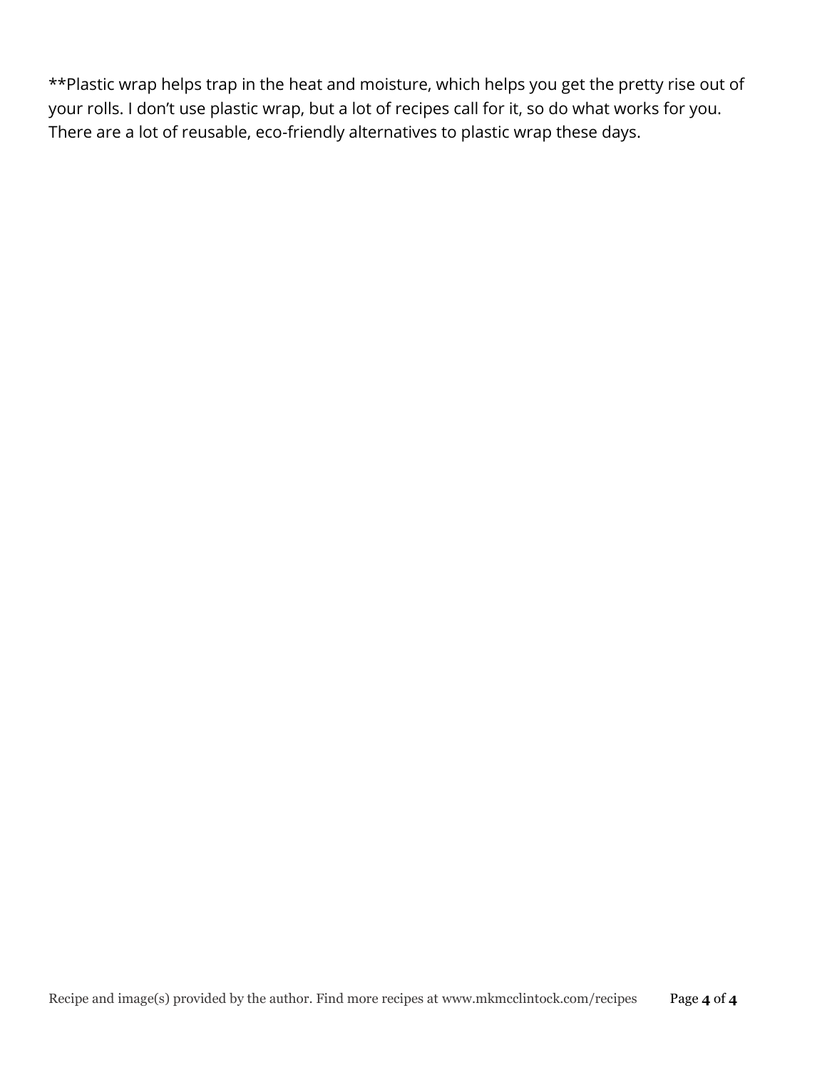**Plastic wrap helps trap in the heat and moisture, which helps you get the pretty rise out of your rolls. I don't use plastic wrap, but a lot of recipes call for it, so do what works for you. There are a lot of reusable, eco-friendly alternatives to plastic wrap these days.